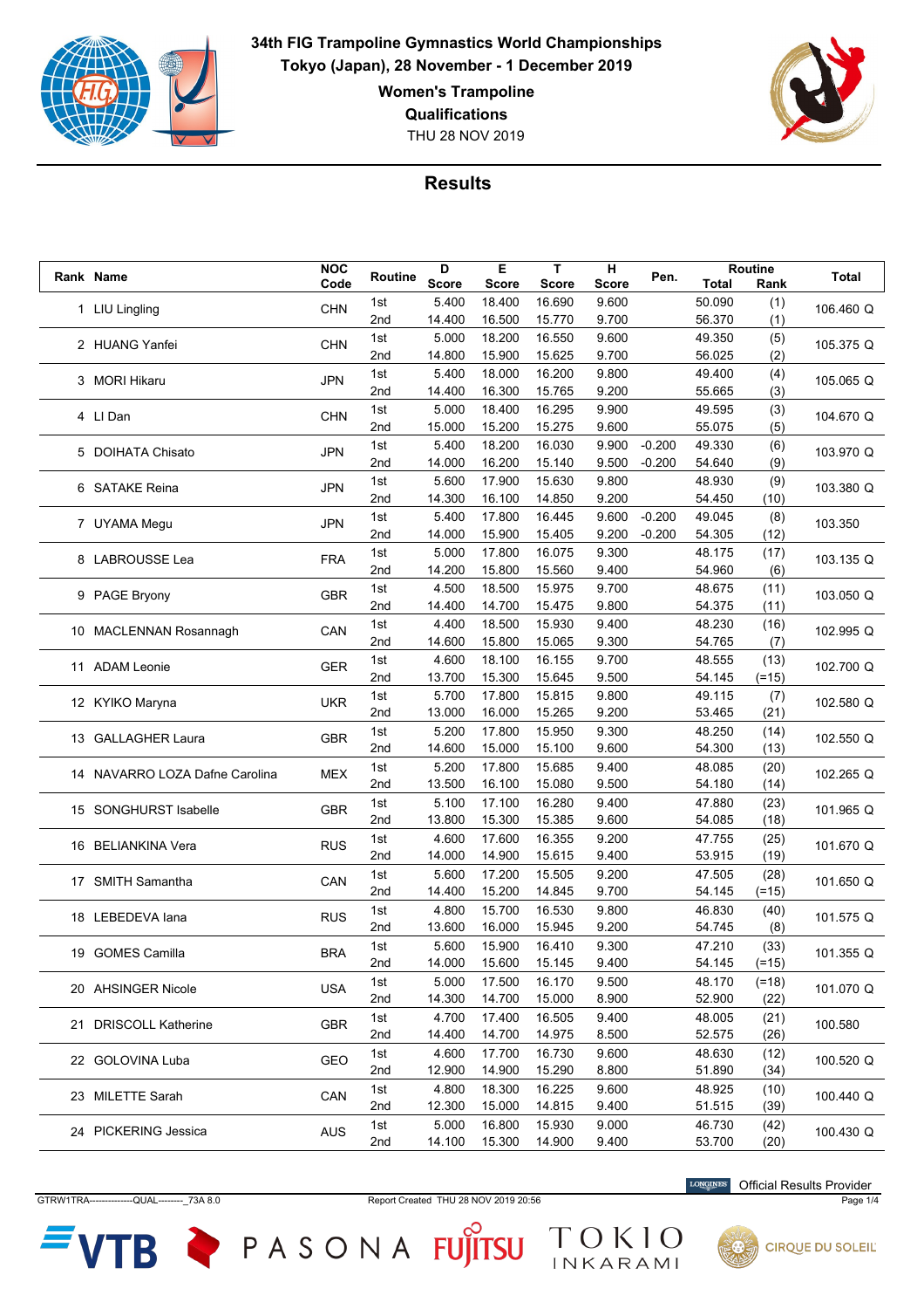# 34th FIG Trampoline Gymnastics World Championships

**Tokyo (Japan), 28 November - 1 December 2019**

**Women's Trampoline**

**Qualifications**

THU 28 NOV 2019

## Results

| Rank | Name | NOC Code | Routine | D Score | E Score | T Score | H Score | Pen. | Routine Total | Routine Rank | Total |
|---|---|---|---|---|---|---|---|---|---|---|---|
| 1 | LIU Lingling | CHN | 1st | 5.400 | 18.400 | 16.690 | 9.600 | | 50.090 | (1) | 106.460 Q |
| | | | 2nd | 14.400 | 16.500 | 15.770 | 9.700 | | 56.370 | (1) | |
| 2 | HUANG Yanfei | CHN | 1st | 5.000 | 18.200 | 16.550 | 9.600 | | 49.350 | (5) | 105.375 Q |
| | | | 2nd | 14.800 | 15.900 | 15.625 | 9.700 | | 56.025 | (2) | |
| 3 | MORI Hikaru | JPN | 1st | 5.400 | 18.000 | 16.200 | 9.800 | | 49.400 | (4) | 105.065 Q |
| | | | 2nd | 14.400 | 16.300 | 15.765 | 9.200 | | 55.665 | (3) | |
| 4 | LI Dan | CHN | 1st | 5.000 | 18.400 | 16.295 | 9.900 | | 49.595 | (3) | 104.670 Q |
| | | | 2nd | 15.000 | 15.200 | 15.275 | 9.600 | | 55.075 | (5) | |
| 5 | DOIHATA Chisato | JPN | 1st | 5.400 | 18.200 | 16.030 | 9.900 | -0.200 | 49.330 | (6) | 103.970 Q |
| | | | 2nd | 14.000 | 16.200 | 15.140 | 9.500 | -0.200 | 54.640 | (9) | |
| 6 | SATAKE Reina | JPN | 1st | 5.600 | 17.900 | 15.630 | 9.800 | | 48.930 | (9) | 103.380 Q |
| | | | 2nd | 14.300 | 16.100 | 14.850 | 9.200 | | 54.450 | (10) | |
| 7 | UYAMA Megu | JPN | 1st | 5.400 | 17.800 | 16.445 | 9.600 | -0.200 | 49.045 | (8) | 103.350 |
| | | | 2nd | 14.000 | 15.900 | 15.405 | 9.200 | -0.200 | 54.305 | (12) | |
| 8 | LABROUSSE Lea | FRA | 1st | 5.000 | 17.800 | 16.075 | 9.300 | | 48.175 | (17) | 103.135 Q |
| | | | 2nd | 14.200 | 15.800 | 15.560 | 9.400 | | 54.960 | (6) | |
| 9 | PAGE Bryony | GBR | 1st | 4.500 | 18.500 | 15.975 | 9.700 | | 48.675 | (11) | 103.050 Q |
| | | | 2nd | 14.400 | 14.700 | 15.475 | 9.800 | | 54.375 | (11) | |
| 10 | MACLENNAN Rosannagh | CAN | 1st | 4.400 | 18.500 | 15.930 | 9.400 | | 48.230 | (16) | 102.995 Q |
| | | | 2nd | 14.600 | 15.800 | 15.065 | 9.300 | | 54.765 | (7) | |
| 11 | ADAM Leonie | GER | 1st | 4.600 | 18.100 | 16.155 | 9.700 | | 48.555 | (13) | 102.700 Q |
| | | | 2nd | 13.700 | 15.300 | 15.645 | 9.500 | | 54.145 | (=15) | |
| 12 | KYIKO Maryna | UKR | 1st | 5.700 | 17.800 | 15.815 | 9.800 | | 49.115 | (7) | 102.580 Q |
| | | | 2nd | 13.000 | 16.000 | 15.265 | 9.200 | | 53.465 | (21) | |
| 13 | GALLAGHER Laura | GBR | 1st | 5.200 | 17.800 | 15.950 | 9.300 | | 48.250 | (14) | 102.550 Q |
| | | | 2nd | 14.600 | 15.000 | 15.100 | 9.600 | | 54.300 | (13) | |
| 14 | NAVARRO LOZA Dafne Carolina | MEX | 1st | 5.200 | 17.800 | 15.685 | 9.400 | | 48.085 | (20) | 102.265 Q |
| | | | 2nd | 13.500 | 16.100 | 15.080 | 9.500 | | 54.180 | (14) | |
| 15 | SONGHURST Isabelle | GBR | 1st | 5.100 | 17.100 | 16.280 | 9.400 | | 47.880 | (23) | 101.965 Q |
| | | | 2nd | 13.800 | 15.300 | 15.385 | 9.600 | | 54.085 | (18) | |
| 16 | BELIANKINA Vera | RUS | 1st | 4.600 | 17.600 | 16.355 | 9.200 | | 47.755 | (25) | 101.670 Q |
| | | | 2nd | 14.000 | 14.900 | 15.615 | 9.400 | | 53.915 | (19) | |
| 17 | SMITH Samantha | CAN | 1st | 5.600 | 17.200 | 15.505 | 9.200 | | 47.505 | (28) | 101.650 Q |
| | | | 2nd | 14.400 | 15.200 | 14.845 | 9.700 | | 54.145 | (=15) | |
| 18 | LEBEDEVA Iana | RUS | 1st | 4.800 | 15.700 | 16.530 | 9.800 | | 46.830 | (40) | 101.575 Q |
| | | | 2nd | 13.600 | 16.000 | 15.945 | 9.200 | | 54.745 | (8) | |
| 19 | GOMES Camilla | BRA | 1st | 5.600 | 15.900 | 16.410 | 9.300 | | 47.210 | (33) | 101.355 Q |
| | | | 2nd | 14.000 | 15.600 | 15.145 | 9.400 | | 54.145 | (=15) | |
| 20 | AHSINGER Nicole | USA | 1st | 5.000 | 17.500 | 16.170 | 9.500 | | 48.170 | (=18) | 101.070 Q |
| | | | 2nd | 14.300 | 14.700 | 15.000 | 8.900 | | 52.900 | (22) | |
| 21 | DRISCOLL Katherine | GBR | 1st | 4.700 | 17.400 | 16.505 | 9.400 | | 48.005 | (21) | 100.580 |
| | | | 2nd | 14.400 | 14.700 | 14.975 | 8.500 | | 52.575 | (26) | |
| 22 | GOLOVINA Luba | GEO | 1st | 4.600 | 17.700 | 16.730 | 9.600 | | 48.630 | (12) | 100.520 Q |
| | | | 2nd | 12.900 | 14.900 | 15.290 | 8.800 | | 51.890 | (34) | |
| 23 | MILETTE Sarah | CAN | 1st | 4.800 | 18.300 | 16.225 | 9.600 | | 48.925 | (10) | 100.440 Q |
| | | | 2nd | 12.300 | 15.000 | 14.815 | 9.400 | | 51.515 | (39) | |
| 24 | PICKERING Jessica | AUS | 1st | 5.000 | 16.800 | 15.930 | 9.000 | | 46.730 | (42) | 100.430 Q |
| | | | 2nd | 14.100 | 15.300 | 14.900 | 9.400 | | 53.700 | (20) | |

GTRW1TRA--------------QUAL--------_73A 8.0 Report Created THU 28 NOV 2019 20:56

LONGINES Official Results Provider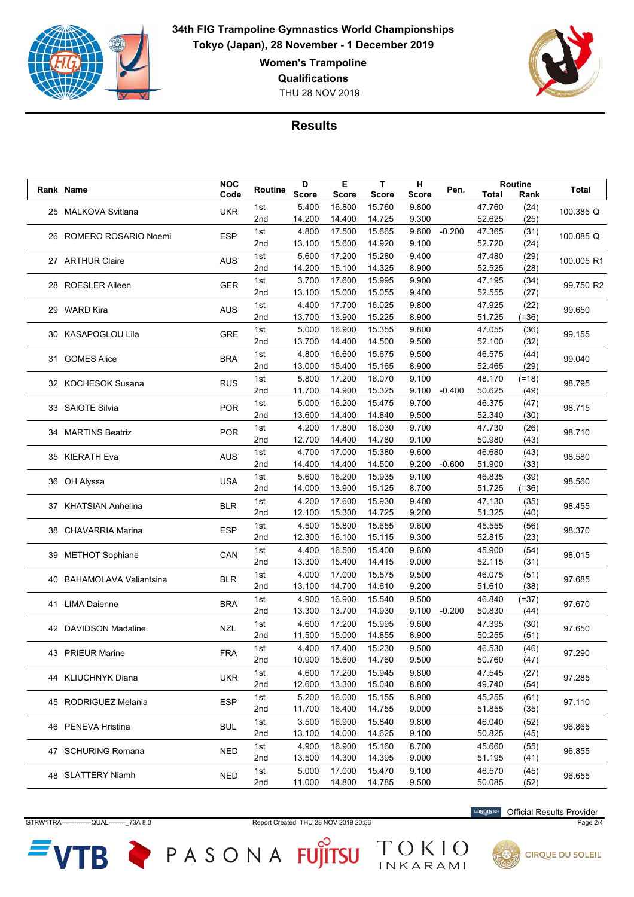# 34th FIG Trampoline Gymnastics World Championships

**Tokyo (Japan), 28 November - 1 December 2019**

**Women's Trampoline**

**Qualifications**

THU 28 NOV 2019

## Results

| Rank | Name | NOC Code | Routine | D Score | E Score | T Score | H Score | Pen. | Routine Total | Routine Rank | Total |
|---|---|---|---|---|---|---|---|---|---|---|---|
| 25 | MALKOVA Svitlana | UKR | 1st | 5.400 | 16.800 | 15.760 | 9.800 | | 47.760 | (24) | 100.385 Q |
| | | | 2nd | 14.200 | 14.400 | 14.725 | 9.300 | | 52.625 | (25) | |
| 26 | ROMERO ROSARIO Noemi | ESP | 1st | 4.800 | 17.500 | 15.665 | 9.600 | -0.200 | 47.365 | (31) | 100.085 Q |
| | | | 2nd | 13.100 | 15.600 | 14.920 | 9.100 | | 52.720 | (24) | |
| 27 | ARTHUR Claire | AUS | 1st | 5.600 | 17.200 | 15.280 | 9.400 | | 47.480 | (29) | 100.005 R1 |
| | | | 2nd | 14.200 | 15.100 | 14.325 | 8.900 | | 52.525 | (28) | |
| 28 | ROESLER Aileen | GER | 1st | 3.700 | 17.600 | 15.995 | 9.900 | | 47.195 | (34) | 99.750 R2 |
| | | | 2nd | 13.100 | 15.000 | 15.055 | 9.400 | | 52.555 | (27) | |
| 29 | WARD Kira | AUS | 1st | 4.400 | 17.700 | 15.225 | 9.800 | | 47.925 | (22) | 99.650 |
| | | | 2nd | 13.700 | 13.900 | 15.225 | 8.900 | | 51.725 | (=36) | |
| 30 | KASAPOGLOU Lila | GRE | 1st | 5.000 | 16.900 | 15.355 | 9.800 | | 47.055 | (36) | 99.155 |
| | | | 2nd | 13.700 | 14.400 | 14.500 | 9.500 | | 52.100 | (32) | |
| 31 | GOMES Alice | BRA | 1st | 4.800 | 16.600 | 15.675 | 9.500 | | 46.575 | (44) | 99.040 |
| | | | 2nd | 13.000 | 15.400 | 15.165 | 8.900 | | 52.465 | (29) | |
| 32 | KOCHESOK Susana | RUS | 1st | 5.800 | 17.200 | 16.070 | 9.100 | | 48.170 | (=18) | 98.795 |
| | | | 2nd | 11.700 | 14.900 | 15.325 | 9.100 | -0.400 | 50.625 | (49) | |
| 33 | SAIOTE Silvia | POR | 1st | 5.000 | 16.200 | 15.475 | 9.700 | | 46.375 | (47) | 98.715 |
| | | | 2nd | 13.600 | 14.400 | 14.840 | 9.500 | | 52.340 | (30) | |
| 34 | MARTINS Beatriz | POR | 1st | 4.200 | 17.800 | 16.030 | 9.700 | | 47.730 | (26) | 98.710 |
| | | | 2nd | 12.700 | 14.400 | 14.780 | 9.100 | | 50.980 | (43) | |
| 35 | KIERATH Eva | AUS | 1st | 4.700 | 17.000 | 15.380 | 9.600 | | 46.680 | (43) | 98.580 |
| | | | 2nd | 14.400 | 14.400 | 14.500 | 9.200 | -0.600 | 51.900 | (33) | |
| 36 | OH Alyssa | USA | 1st | 5.600 | 16.200 | 15.935 | 9.100 | | 46.835 | (39) | 98.560 |
| | | | 2nd | 14.000 | 13.900 | 15.125 | 8.700 | | 51.725 | (=36) | |
| 37 | KHATSIAN Anhelina | BLR | 1st | 4.200 | 17.600 | 15.930 | 9.400 | | 47.130 | (35) | 98.455 |
| | | | 2nd | 12.100 | 15.300 | 14.725 | 9.200 | | 51.325 | (40) | |
| 38 | CHAVARRIA Marina | ESP | 1st | 4.500 | 15.800 | 15.655 | 9.600 | | 45.555 | (56) | 98.370 |
| | | | 2nd | 12.300 | 16.100 | 15.115 | 9.300 | | 52.815 | (23) | |
| 39 | METHOT Sophiane | CAN | 1st | 4.400 | 16.500 | 15.400 | 9.600 | | 45.900 | (54) | 98.015 |
| | | | 2nd | 13.300 | 15.400 | 14.415 | 9.000 | | 52.115 | (31) | |
| 40 | BAHAMOLAVA Valiantsina | BLR | 1st | 4.000 | 17.000 | 15.575 | 9.500 | | 46.075 | (51) | 97.685 |
| | | | 2nd | 13.100 | 14.700 | 14.610 | 9.200 | | 51.610 | (38) | |
| 41 | LIMA Daienne | BRA | 1st | 4.900 | 16.900 | 15.540 | 9.500 | | 46.840 | (=37) | 97.670 |
| | | | 2nd | 13.300 | 13.700 | 14.930 | 9.100 | -0.200 | 50.830 | (44) | |
| 42 | DAVIDSON Madaline | NZL | 1st | 4.600 | 17.200 | 15.995 | 9.600 | | 47.395 | (30) | 97.650 |
| | | | 2nd | 11.500 | 15.000 | 14.855 | 8.900 | | 50.255 | (51) | |
| 43 | PRIEUR Marine | FRA | 1st | 4.400 | 17.400 | 15.230 | 9.500 | | 46.530 | (46) | 97.290 |
| | | | 2nd | 10.900 | 15.600 | 14.760 | 9.500 | | 50.760 | (47) | |
| 44 | KLIUCHNYK Diana | UKR | 1st | 4.600 | 17.200 | 15.945 | 9.800 | | 47.545 | (27) | 97.285 |
| | | | 2nd | 12.600 | 13.300 | 15.040 | 8.800 | | 49.740 | (54) | |
| 45 | RODRIGUEZ Melania | ESP | 1st | 5.200 | 16.000 | 15.155 | 8.900 | | 45.255 | (61) | 97.110 |
| | | | 2nd | 11.700 | 16.400 | 14.755 | 9.000 | | 51.855 | (35) | |
| 46 | PENEVA Hristina | BUL | 1st | 3.500 | 16.900 | 15.840 | 9.800 | | 46.040 | (52) | 96.865 |
| | | | 2nd | 13.100 | 14.000 | 14.625 | 9.100 | | 50.825 | (45) | |
| 47 | SCHURING Romana | NED | 1st | 4.900 | 16.900 | 15.160 | 8.700 | | 45.660 | (55) | 96.855 |
| | | | 2nd | 13.500 | 14.300 | 14.395 | 9.000 | | 51.195 | (41) | |
| 48 | SLATTERY Niamh | NED | 1st | 5.000 | 17.000 | 15.470 | 9.100 | | 46.570 | (45) | 96.655 |
| | | | 2nd | 11.000 | 14.800 | 14.785 | 9.500 | | 50.085 | (52) | |

GTRW1TRA--------------QUAL--------_73A 8.0 Report Created THU 28 NOV 2019 20:56

LONGINES Official Results Provider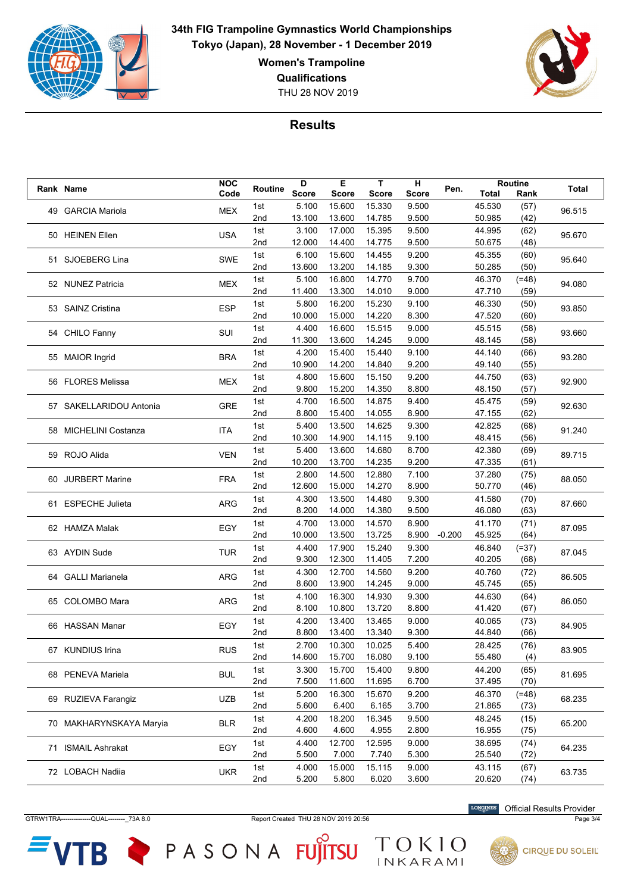# 34th FIG Trampoline Gymnastics World Championships

**Tokyo (Japan), 28 November - 1 December 2019**

**Women's Trampoline**

**Qualifications**

THU 28 NOV 2019

## Results

| Rank | Name | NOC Code | Routine | D Score | E Score | T Score | H Score | Pen. | Routine Total | Routine Rank | Total |
|---|---|---|---|---|---|---|---|---|---|---|---|
| 49 | GARCIA Mariola | MEX | 1st | 5.100 | 15.600 | 15.330 | 9.500 | | 45.530 | (57) | 96.515 |
| | | | 2nd | 13.100 | 13.600 | 14.785 | 9.500 | | 50.985 | (42) | |
| 50 | HEINEN Ellen | USA | 1st | 3.100 | 17.000 | 15.395 | 9.500 | | 44.995 | (62) | 95.670 |
| | | | 2nd | 12.000 | 14.400 | 14.775 | 9.500 | | 50.675 | (48) | |
| 51 | SJOEBERG Lina | SWE | 1st | 6.100 | 15.600 | 14.455 | 9.200 | | 45.355 | (60) | 95.640 |
| | | | 2nd | 13.600 | 13.200 | 14.185 | 9.300 | | 50.285 | (50) | |
| 52 | NUNEZ Patricia | MEX | 1st | 5.100 | 16.800 | 14.770 | 9.700 | | 46.370 | (=48) | 94.080 |
| | | | 2nd | 11.400 | 13.300 | 14.010 | 9.000 | | 47.710 | (59) | |
| 53 | SAINZ Cristina | ESP | 1st | 5.800 | 16.200 | 15.230 | 9.100 | | 46.330 | (50) | 93.850 |
| | | | 2nd | 10.000 | 15.000 | 14.220 | 8.300 | | 47.520 | (60) | |
| 54 | CHILO Fanny | SUI | 1st | 4.400 | 16.600 | 15.515 | 9.000 | | 45.515 | (58) | 93.660 |
| | | | 2nd | 11.300 | 13.600 | 14.245 | 9.000 | | 48.145 | (58) | |
| 55 | MAIOR Ingrid | BRA | 1st | 4.200 | 15.400 | 15.440 | 9.100 | | 44.140 | (66) | 93.280 |
| | | | 2nd | 10.900 | 14.200 | 14.840 | 9.200 | | 49.140 | (55) | |
| 56 | FLORES Melissa | MEX | 1st | 4.800 | 15.600 | 15.150 | 9.200 | | 44.750 | (63) | 92.900 |
| | | | 2nd | 9.800 | 15.200 | 14.350 | 8.800 | | 48.150 | (57) | |
| 57 | SAKELLARIDOU Antonia | GRE | 1st | 4.700 | 16.500 | 14.875 | 9.400 | | 45.475 | (59) | 92.630 |
| | | | 2nd | 8.800 | 15.400 | 14.055 | 8.900 | | 47.155 | (62) | |
| 58 | MICHELINI Costanza | ITA | 1st | 5.400 | 13.500 | 14.625 | 9.300 | | 42.825 | (68) | 91.240 |
| | | | 2nd | 10.300 | 14.900 | 14.115 | 9.100 | | 48.415 | (56) | |
| 59 | ROJO Alida | VEN | 1st | 5.400 | 13.600 | 14.680 | 8.700 | | 42.380 | (69) | 89.715 |
| | | | 2nd | 10.200 | 13.700 | 14.235 | 9.200 | | 47.335 | (61) | |
| 60 | JURBERT Marine | FRA | 1st | 2.800 | 14.500 | 12.880 | 7.100 | | 37.280 | (75) | 88.050 |
| | | | 2nd | 12.600 | 15.000 | 14.270 | 8.900 | | 50.770 | (46) | |
| 61 | ESPECHE Julieta | ARG | 1st | 4.300 | 13.500 | 14.480 | 9.300 | | 41.580 | (70) | 87.660 |
| | | | 2nd | 8.200 | 14.000 | 14.380 | 9.500 | | 46.080 | (63) | |
| 62 | HAMZA Malak | EGY | 1st | 4.700 | 13.000 | 14.570 | 8.900 | | 41.170 | (71) | 87.095 |
| | | | 2nd | 10.000 | 13.500 | 13.725 | 8.900 | -0.200 | 45.925 | (64) | |
| 63 | AYDIN Sude | TUR | 1st | 4.400 | 17.900 | 15.240 | 9.300 | | 46.840 | (=37) | 87.045 |
| | | | 2nd | 9.300 | 12.300 | 11.405 | 7.200 | | 40.205 | (68) | |
| 64 | GALLI Marianela | ARG | 1st | 4.300 | 12.700 | 14.560 | 9.200 | | 40.760 | (72) | 86.505 |
| | | | 2nd | 8.600 | 13.900 | 14.245 | 9.000 | | 45.745 | (65) | |
| 65 | COLOMBO Mara | ARG | 1st | 4.100 | 16.300 | 14.930 | 9.300 | | 44.630 | (64) | 86.050 |
| | | | 2nd | 8.100 | 10.800 | 13.720 | 8.800 | | 41.420 | (67) | |
| 66 | HASSAN Manar | EGY | 1st | 4.200 | 13.400 | 13.465 | 9.000 | | 40.065 | (73) | 84.905 |
| | | | 2nd | 8.800 | 13.400 | 13.340 | 9.300 | | 44.840 | (66) | |
| 67 | KUNDIUS Irina | RUS | 1st | 2.700 | 10.300 | 10.025 | 5.400 | | 28.425 | (76) | 83.905 |
| | | | 2nd | 14.600 | 15.700 | 16.080 | 9.100 | | 55.480 | (4) | |
| 68 | PENEVA Mariela | BUL | 1st | 3.300 | 15.700 | 15.400 | 9.800 | | 44.200 | (65) | 81.695 |
| | | | 2nd | 7.500 | 11.600 | 11.695 | 6.700 | | 37.495 | (70) | |
| 69 | RUZIEVA Farangiz | UZB | 1st | 5.200 | 16.300 | 15.670 | 9.200 | | 46.370 | (=48) | 68.235 |
| | | | 2nd | 5.600 | 6.400 | 6.165 | 3.700 | | 21.865 | (73) | |
| 70 | MAKHARYNSKAYA Maryia | BLR | 1st | 4.200 | 18.200 | 16.345 | 9.500 | | 48.245 | (15) | 65.200 |
| | | | 2nd | 4.600 | 4.600 | 4.955 | 2.800 | | 16.955 | (75) | |
| 71 | ISMAIL Ashrakat | EGY | 1st | 4.400 | 12.700 | 12.595 | 9.000 | | 38.695 | (74) | 64.235 |
| | | | 2nd | 5.500 | 7.000 | 7.740 | 5.300 | | 25.540 | (72) | |
| 72 | LOBACH Nadiia | UKR | 1st | 4.000 | 15.000 | 15.115 | 9.000 | | 43.115 | (67) | 63.735 |
| | | | 2nd | 5.200 | 5.800 | 6.020 | 3.600 | | 20.620 | (74) | |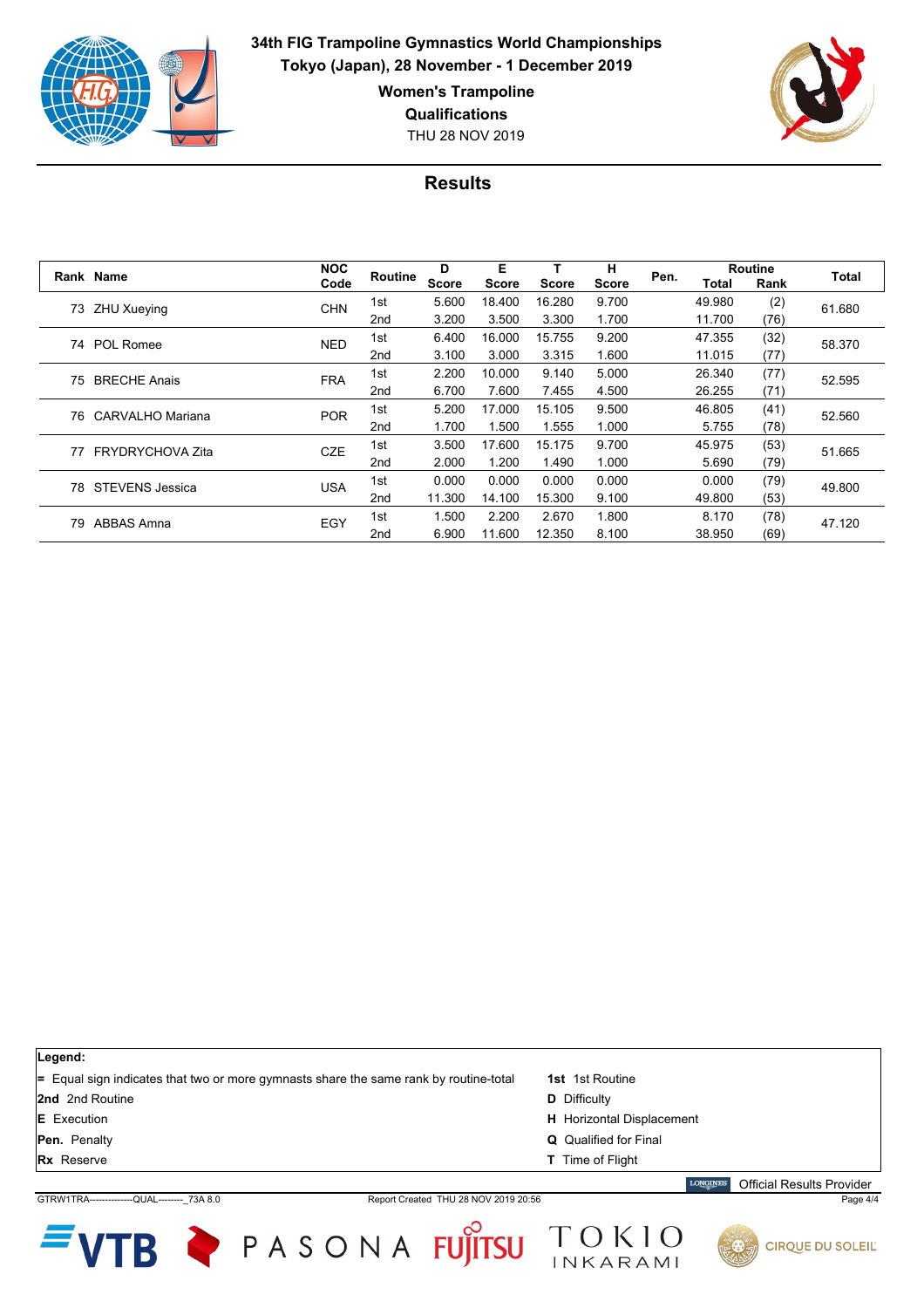**34th FIG Trampoline Gymnastics World Championships**
**Tokyo (Japan), 28 November - 1 December 2019**
**Women's Trampoline**
**Qualifications**
THU 28 NOV 2019

## Results

| Rank | Name | NOC Code | Routine | D Score | E Score | T Score | H Score | Pen. | Routine Total | Routine Rank | Total |
|---|---|---|---|---|---|---|---|---|---|---|---|
| 73 | ZHU Xueying | CHN | 1st | 5.600 | 18.400 | 16.280 | 9.700 | | 49.980 | (2) | 61.680 |
| | | | 2nd | 3.200 | 3.500 | 3.300 | 1.700 | | 11.700 | (76) | |
| 74 | POL Romee | NED | 1st | 6.400 | 16.000 | 15.755 | 9.200 | | 47.355 | (32) | 58.370 |
| | | | 2nd | 3.100 | 3.000 | 3.315 | 1.600 | | 11.015 | (77) | |
| 75 | BRECHE Anais | FRA | 1st | 2.200 | 10.000 | 9.140 | 5.000 | | 26.340 | (77) | 52.595 |
| | | | 2nd | 6.700 | 7.600 | 7.455 | 4.500 | | 26.255 | (71) | |
| 76 | CARVALHO Mariana | POR | 1st | 5.200 | 17.000 | 15.105 | 9.500 | | 46.805 | (41) | 52.560 |
| | | | 2nd | 1.700 | 1.500 | 1.555 | 1.000 | | 5.755 | (78) | |
| 77 | FRYDRYCHOVA Zita | CZE | 1st | 3.500 | 17.600 | 15.175 | 9.700 | | 45.975 | (53) | 51.665 |
| | | | 2nd | 2.000 | 1.200 | 1.490 | 1.000 | | 5.690 | (79) | |
| 78 | STEVENS Jessica | USA | 1st | 0.000 | 0.000 | 0.000 | 0.000 | | 0.000 | (79) | 49.800 |
| | | | 2nd | 11.300 | 14.100 | 15.300 | 9.100 | | 49.800 | (53) | |
| 79 | ABBAS Amna | EGY | 1st | 1.500 | 2.200 | 2.670 | 1.800 | | 8.170 | (78) | 47.120 |
| | | | 2nd | 6.900 | 11.600 | 12.350 | 8.100 | | 38.950 | (69) | |

**Legend:**

- **=** Equal sign indicates that two or more gymnasts share the same rank by routine-total
- **2nd** 2nd Routine
- **E** Execution
- **Pen.** Penalty
- **Rx** Reserve
- **1st** 1st Routine
- **D** Difficulty
- **H** Horizontal Displacement
- **Q** Qualified for Final
- **T** Time of Flight

LONGINES Official Results Provider

GTRW1TRA---------------QUAL---------_73A 8.0 Report Created THU 28 NOV 2019 20:56